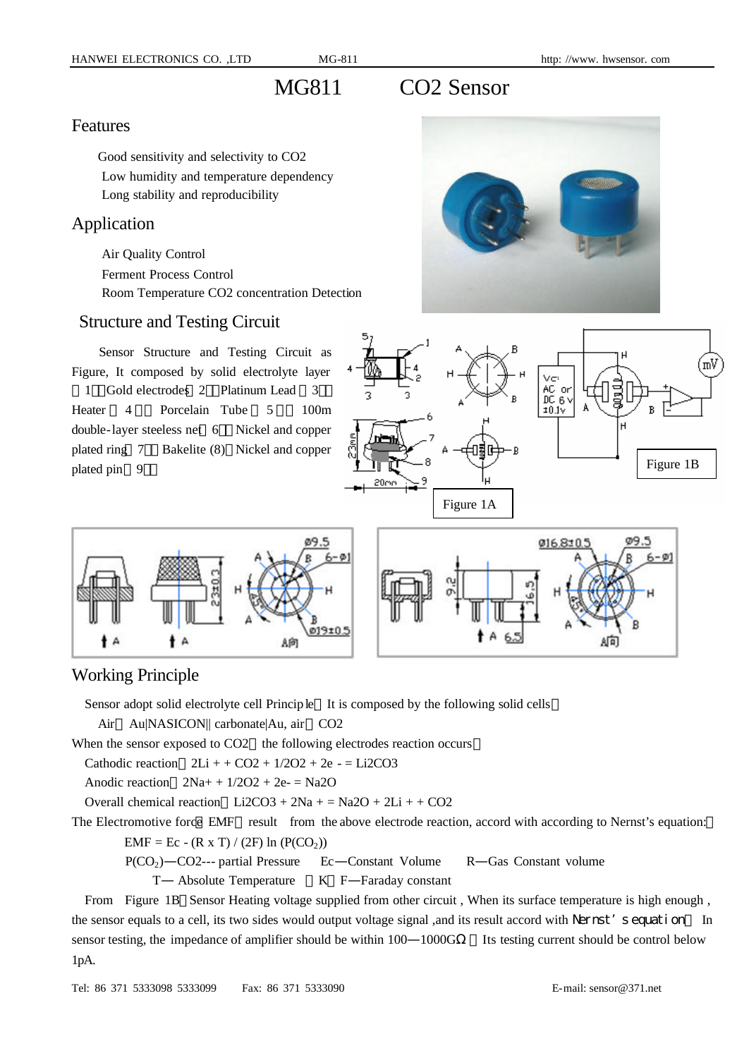# MG811 CO2 Sensor

## Features

Good sensitivity and selectivity to CO2
Low humidity and temperature dependency
Long stability and reproducibility

## Application

Air Quality Control
Ferment Process Control
Room Temperature CO2 concentration Detection

## Structure and Testing Circuit

Sensor Structure and Testing Circuit as Figure, It composed by solid electrolyte layer （1）Gold electrodes（2）Platinum Lead （3）Heater （4）Porcelain Tube （5）100m double-layer steeless net（6）Nickel and copper plated ring（7）Bakelite (8) Nickel and copper plated pin（9）

Figure 1A

Figure 1B

## Working Principle

Sensor adopt solid electrolyte cell Principle，It is composed by the following solid cells：

Air，Au|NASICON|| carbonate|Au, air，CO2

When the sensor exposed to CO2，the following electrodes reaction occurs：

Cathodic reaction：$2Li^+ + CO_2 + 1/2O_2 + 2e^- = Li_2CO_3$

Anodic reaction：$2Na^+ + 1/2O_2 + 2e^- = Na_2O$

Overall chemical reaction：$Li_2CO_3 + 2Na^+ = Na_2O + 2Li^+ + CO_2$

The Electromotive force EMF）result from the above electrode reaction, accord with according to Nernst's equation:：

$$EMF = E_c - (R \times T) / (2F) \ln (P(CO_2))$$

$P(CO_2)$—CO2--- partial Pressure Ec—Constant Volume R—Gas Constant volume

T— Absolute Temperature （K）F—Faraday constant

From Figure 1B，Sensor Heating voltage supplied from other circuit , When its surface temperature is high enough , the sensor equals to a cell, its two sides would output voltage signal ,and its result accord with Nernst's equation. In sensor testing, the impedance of amplifier should be within 100—1000GΩ，Its testing current should be control below 1pA.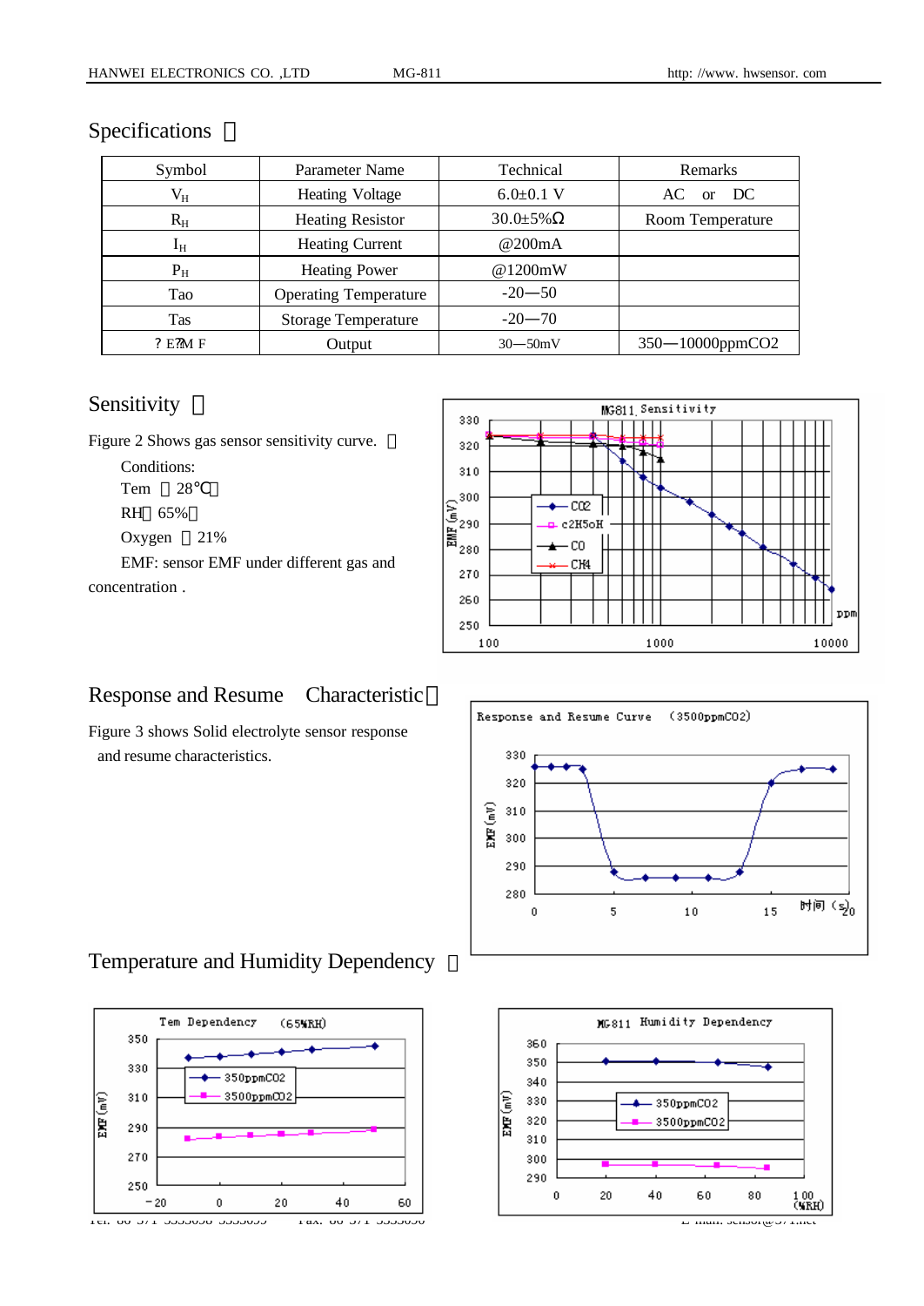## Specifications

| Symbol | Parameter Name | Technical | Remarks |
|---|---|---|---|
| $V_H$ | Heating Voltage | 6.0±0.1 V | AC or DC |
| $R_H$ | Heating Resistor | 30.0±5%Ω | Room Temperature |
| $I_H$ | Heating Current | @200mA | |
| $P_H$ | Heating Power | @1200mW | |
| Tao | Operating Temperature | -20—50 | |
| Tas | Storage Temperature | -20—70 | |
| ? E?M F | Output | 30—50mV | 350—10000ppmCO2 |

## Sensitivity

Figure 2 Shows gas sensor sensitivity curve.

Conditions:

Tem 28℃

RH 65%

Oxygen 21%

EMF: sensor EMF under different gas and concentration .

MG811 Sensitivity
330
320
310
300
290
280
270
260
250
EMF (mV)
CO2
c2H5oH
CO
CH4
ppm
100
1000
10000

## Response and Resume Characteristic

Figure 3 shows Solid electrolyte sensor response and resume characteristics.

Response and Resume Curve (3500ppmCO2)
330
320
310
300
290
280
EMF (mV)
0
5
10
15
时间 (s)
20

## Temperature and Humidity Dependency

Tem Dependency (65%RH)
350
330
310
290
270
250
EMF (mV)
350ppmCO2
3500ppmCO2
-20
0
20
40
60

MG811 Humidity Dependency
360
350
340
330
320
310
300
290
EMF (mV)
350ppmCO2
3500ppmCO2
0
20
40
60
80
100
(%RH)